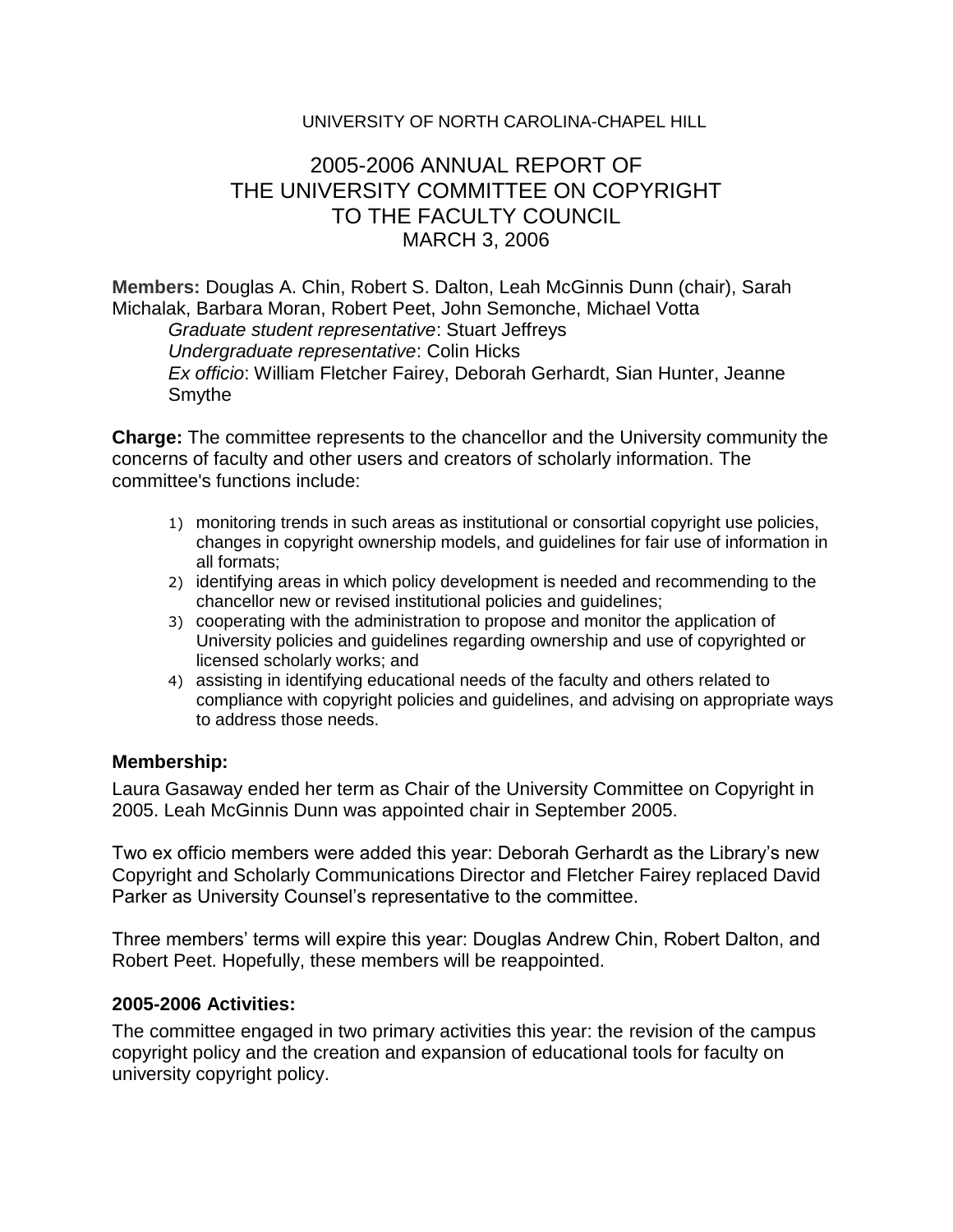UNIVERSITY OF NORTH CAROLINA-CHAPEL HILL

# 2005-2006 ANNUAL REPORT OF THE UNIVERSITY COMMITTEE ON COPYRIGHT TO THE FACULTY COUNCIL

MARCH 3, 2006

**Members:** Douglas A. Chin, Robert S. Dalton, Leah McGinnis Dunn (chair), Sarah Michalak, Barbara Moran, Robert Peet, John Semonche, Michael Votta

*Graduate student representative*: Stuart Jeffreys
*Undergraduate representative*: Colin Hicks
*Ex officio*: William Fletcher Fairey, Deborah Gerhardt, Sian Hunter, Jeanne Smythe

**Charge:** The committee represents to the chancellor and the University community the concerns of faculty and other users and creators of scholarly information. The committee's functions include:

1) monitoring trends in such areas as institutional or consortial copyright use policies, changes in copyright ownership models, and guidelines for fair use of information in all formats;
2) identifying areas in which policy development is needed and recommending to the chancellor new or revised institutional policies and guidelines;
3) cooperating with the administration to propose and monitor the application of University policies and guidelines regarding ownership and use of copyrighted or licensed scholarly works; and
4) assisting in identifying educational needs of the faculty and others related to compliance with copyright policies and guidelines, and advising on appropriate ways to address those needs.

### Membership:

Laura Gasaway ended her term as Chair of the University Committee on Copyright in 2005. Leah McGinnis Dunn was appointed chair in September 2005.

Two ex officio members were added this year: Deborah Gerhardt as the Library's new Copyright and Scholarly Communications Director and Fletcher Fairey replaced David Parker as University Counsel's representative to the committee.

Three members' terms will expire this year: Douglas Andrew Chin, Robert Dalton, and Robert Peet. Hopefully, these members will be reappointed.

### 2005-2006 Activities:

The committee engaged in two primary activities this year: the revision of the campus copyright policy and the creation and expansion of educational tools for faculty on university copyright policy.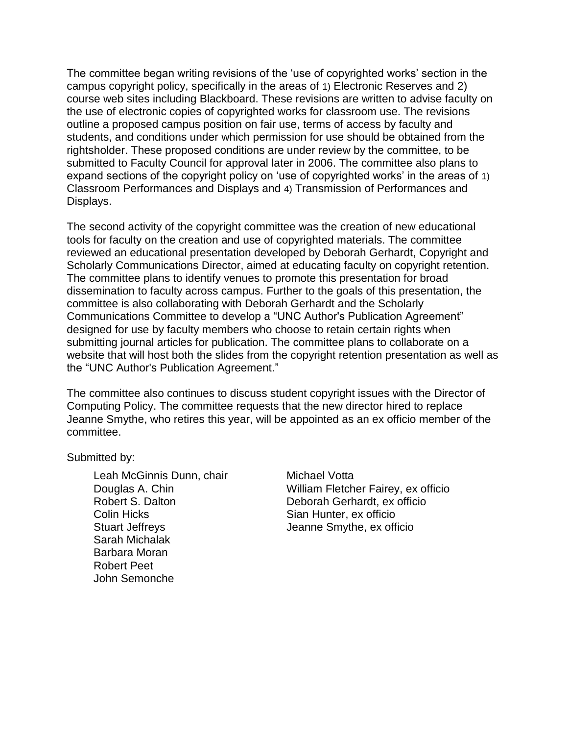The committee began writing revisions of the 'use of copyrighted works' section in the campus copyright policy, specifically in the areas of 1) Electronic Reserves and 2) course web sites including Blackboard. These revisions are written to advise faculty on the use of electronic copies of copyrighted works for classroom use. The revisions outline a proposed campus position on fair use, terms of access by faculty and students, and conditions under which permission for use should be obtained from the rightsholder. These proposed conditions are under review by the committee, to be submitted to Faculty Council for approval later in 2006. The committee also plans to expand sections of the copyright policy on 'use of copyrighted works' in the areas of 1) Classroom Performances and Displays and 4) Transmission of Performances and Displays.

The second activity of the copyright committee was the creation of new educational tools for faculty on the creation and use of copyrighted materials. The committee reviewed an educational presentation developed by Deborah Gerhardt, Copyright and Scholarly Communications Director, aimed at educating faculty on copyright retention. The committee plans to identify venues to promote this presentation for broad dissemination to faculty across campus. Further to the goals of this presentation, the committee is also collaborating with Deborah Gerhardt and the Scholarly Communications Committee to develop a "UNC Author's Publication Agreement" designed for use by faculty members who choose to retain certain rights when submitting journal articles for publication. The committee plans to collaborate on a website that will host both the slides from the copyright retention presentation as well as the "UNC Author's Publication Agreement."

The committee also continues to discuss student copyright issues with the Director of Computing Policy. The committee requests that the new director hired to replace Jeanne Smythe, who retires this year, will be appointed as an ex officio member of the committee.

Submitted by:

Leah McGinnis Dunn, chair
Douglas A. Chin
Robert S. Dalton
Colin Hicks
Stuart Jeffreys
Sarah Michalak
Barbara Moran
Robert Peet
John Semonche
Michael Votta
William Fletcher Fairey, ex officio
Deborah Gerhardt, ex officio
Sian Hunter, ex officio
Jeanne Smythe, ex officio